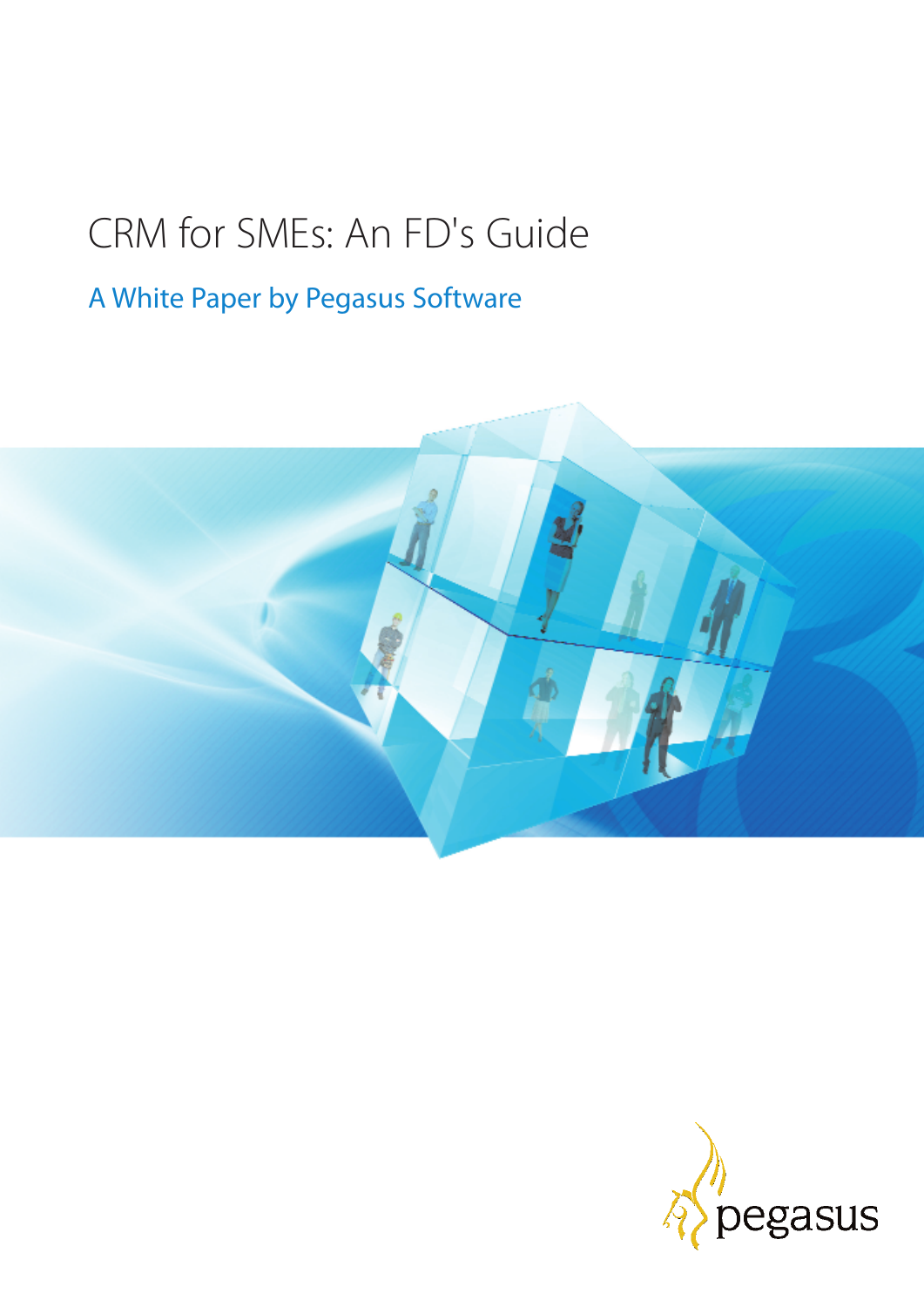# CRM for SMEs: An FD's Guide

## A White Paper by Pegasus Software

pegasus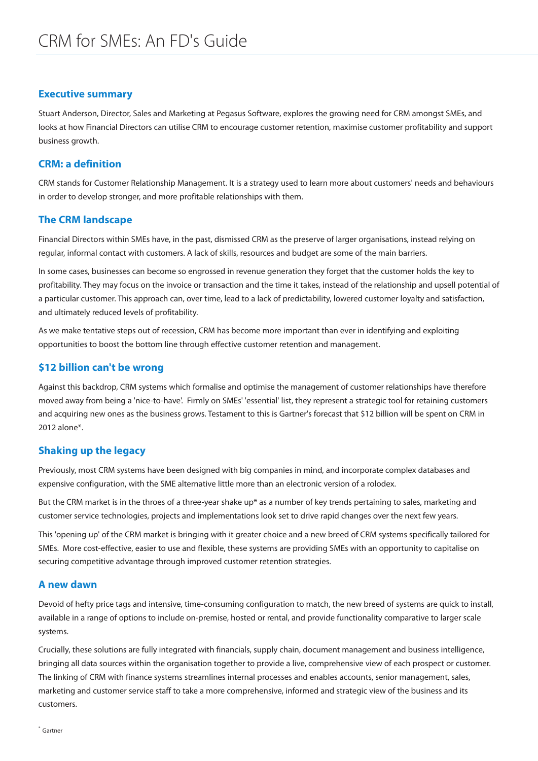# CRM for SMEs: An FD's Guide

## Executive summary

Stuart Anderson, Director, Sales and Marketing at Pegasus Software, explores the growing need for CRM amongst SMEs, and looks at how Financial Directors can utilise CRM to encourage customer retention, maximise customer profitability and support business growth.

## CRM: a definition

CRM stands for Customer Relationship Management. It is a strategy used to learn more about customers' needs and behaviours in order to develop stronger, and more profitable relationships with them.

## The CRM landscape

Financial Directors within SMEs have, in the past, dismissed CRM as the preserve of larger organisations, instead relying on regular, informal contact with customers. A lack of skills, resources and budget are some of the main barriers.

In some cases, businesses can become so engrossed in revenue generation they forget that the customer holds the key to profitability. They may focus on the invoice or transaction and the time it takes, instead of the relationship and upsell potential of a particular customer. This approach can, over time, lead to a lack of predictability, lowered customer loyalty and satisfaction, and ultimately reduced levels of profitability.

As we make tentative steps out of recession, CRM has become more important than ever in identifying and exploiting opportunities to boost the bottom line through effective customer retention and management.

## $12 billion can't be wrong

Against this backdrop, CRM systems which formalise and optimise the management of customer relationships have therefore moved away from being a 'nice-to-have'. Firmly on SMEs' 'essential' list, they represent a strategic tool for retaining customers and acquiring new ones as the business grows. Testament to this is Gartner's forecast that $12 billion will be spent on CRM in 2012 alone*.

## Shaking up the legacy

Previously, most CRM systems have been designed with big companies in mind, and incorporate complex databases and expensive configuration, with the SME alternative little more than an electronic version of a rolodex.

But the CRM market is in the throes of a three-year shake up* as a number of key trends pertaining to sales, marketing and customer service technologies, projects and implementations look set to drive rapid changes over the next few years.

This 'opening up' of the CRM market is bringing with it greater choice and a new breed of CRM systems specifically tailored for SMEs. More cost-effective, easier to use and flexible, these systems are providing SMEs with an opportunity to capitalise on securing competitive advantage through improved customer retention strategies.

## A new dawn

Devoid of hefty price tags and intensive, time-consuming configuration to match, the new breed of systems are quick to install, available in a range of options to include on-premise, hosted or rental, and provide functionality comparative to larger scale systems.

Crucially, these solutions are fully integrated with financials, supply chain, document management and business intelligence, bringing all data sources within the organisation together to provide a live, comprehensive view of each prospect or customer. The linking of CRM with finance systems streamlines internal processes and enables accounts, senior management, sales, marketing and customer service staff to take a more comprehensive, informed and strategic view of the business and its customers.

* Gartner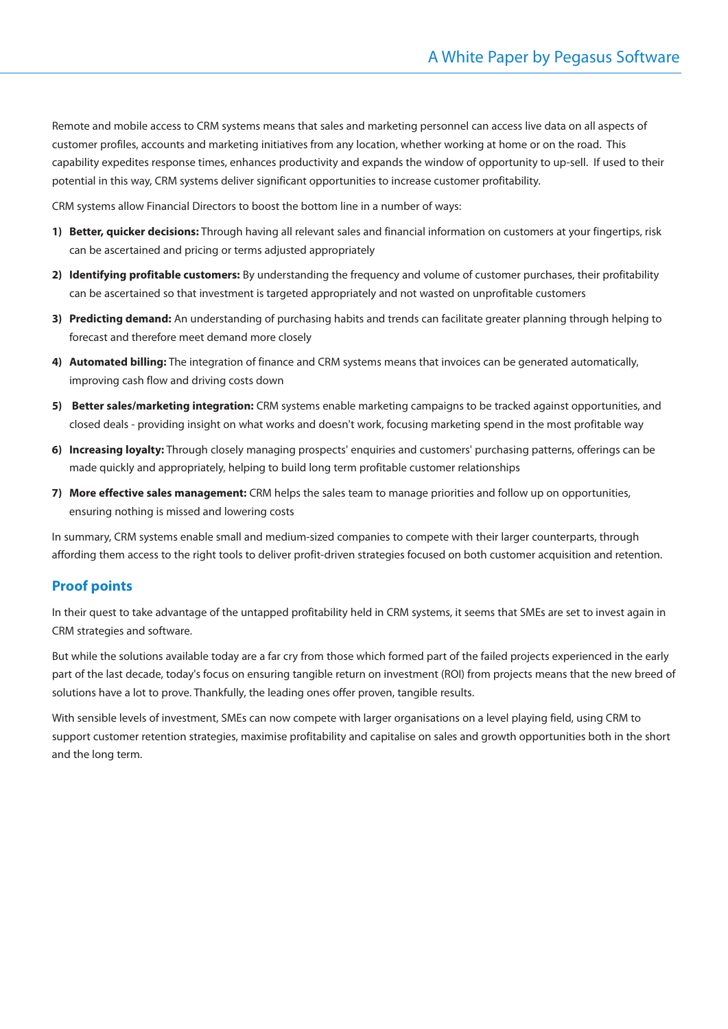Remote and mobile access to CRM systems means that sales and marketing personnel can access live data on all aspects of customer profiles, accounts and marketing initiatives from any location, whether working at home or on the road. This capability expedites response times, enhances productivity and expands the window of opportunity to up-sell. If used to their potential in this way, CRM systems deliver significant opportunities to increase customer profitability.

CRM systems allow Financial Directors to boost the bottom line in a number of ways:

1) **Better, quicker decisions:** Through having all relevant sales and financial information on customers at your fingertips, risk can be ascertained and pricing or terms adjusted appropriately

2) **Identifying profitable customers:** By understanding the frequency and volume of customer purchases, their profitability can be ascertained so that investment is targeted appropriately and not wasted on unprofitable customers

3) **Predicting demand:** An understanding of purchasing habits and trends can facilitate greater planning through helping to forecast and therefore meet demand more closely

4) **Automated billing:** The integration of finance and CRM systems means that invoices can be generated automatically, improving cash flow and driving costs down

5) **Better sales/marketing integration:** CRM systems enable marketing campaigns to be tracked against opportunities, and closed deals - providing insight on what works and doesn't work, focusing marketing spend in the most profitable way

6) **Increasing loyalty:** Through closely managing prospects' enquiries and customers' purchasing patterns, offerings can be made quickly and appropriately, helping to build long term profitable customer relationships

7) **More effective sales management:** CRM helps the sales team to manage priorities and follow up on opportunities, ensuring nothing is missed and lowering costs

In summary, CRM systems enable small and medium-sized companies to compete with their larger counterparts, through affording them access to the right tools to deliver profit-driven strategies focused on both customer acquisition and retention.

## Proof points

In their quest to take advantage of the untapped profitability held in CRM systems, it seems that SMEs are set to invest again in CRM strategies and software.

But while the solutions available today are a far cry from those which formed part of the failed projects experienced in the early part of the last decade, today's focus on ensuring tangible return on investment (ROI) from projects means that the new breed of solutions have a lot to prove. Thankfully, the leading ones offer proven, tangible results.

With sensible levels of investment, SMEs can now compete with larger organisations on a level playing field, using CRM to support customer retention strategies, maximise profitability and capitalise on sales and growth opportunities both in the short and the long term.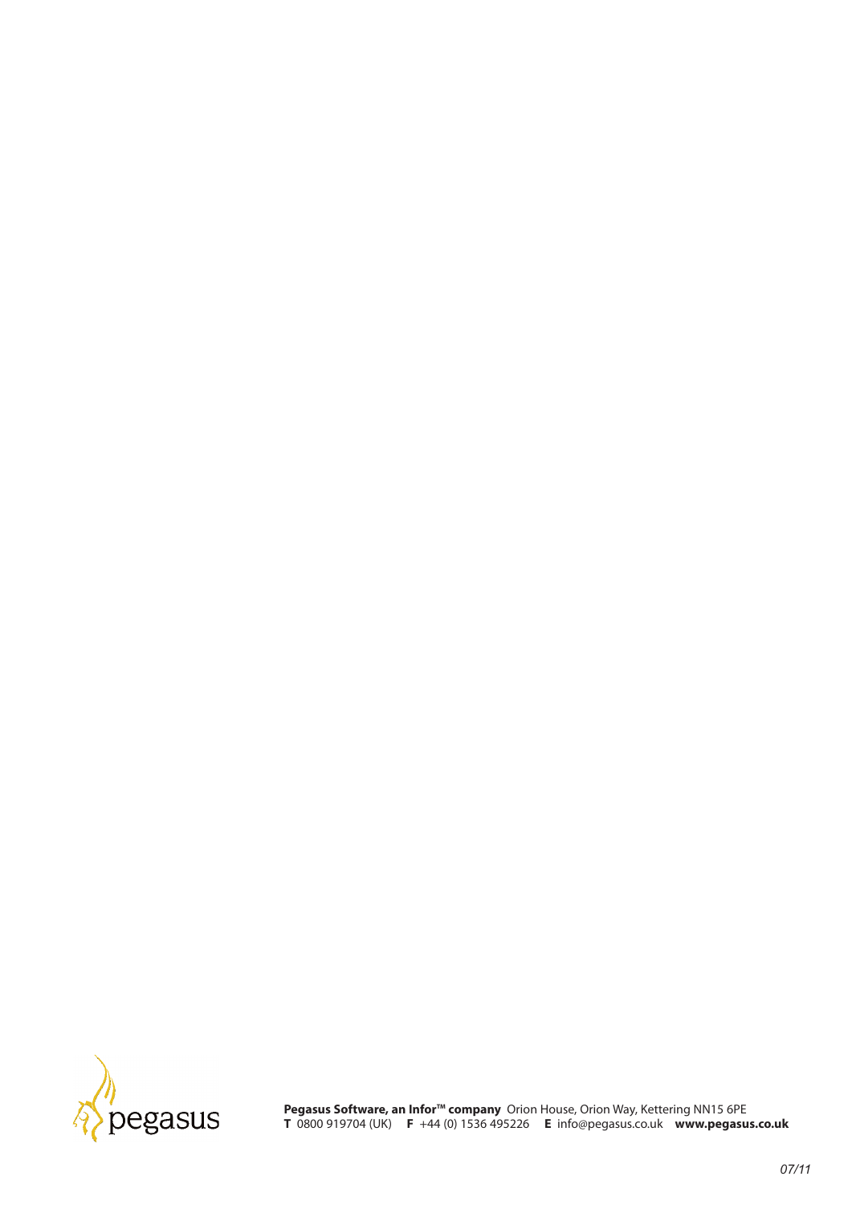pegasus

**Pegasus Software, an Infor™ company** Orion House, Orion Way, Kettering NN15 6PE
**T** 0800 919704 (UK) **F** +44 (0) 1536 495226 **E** info@pegasus.co.uk **www.pegasus.co.uk**

*07/11*